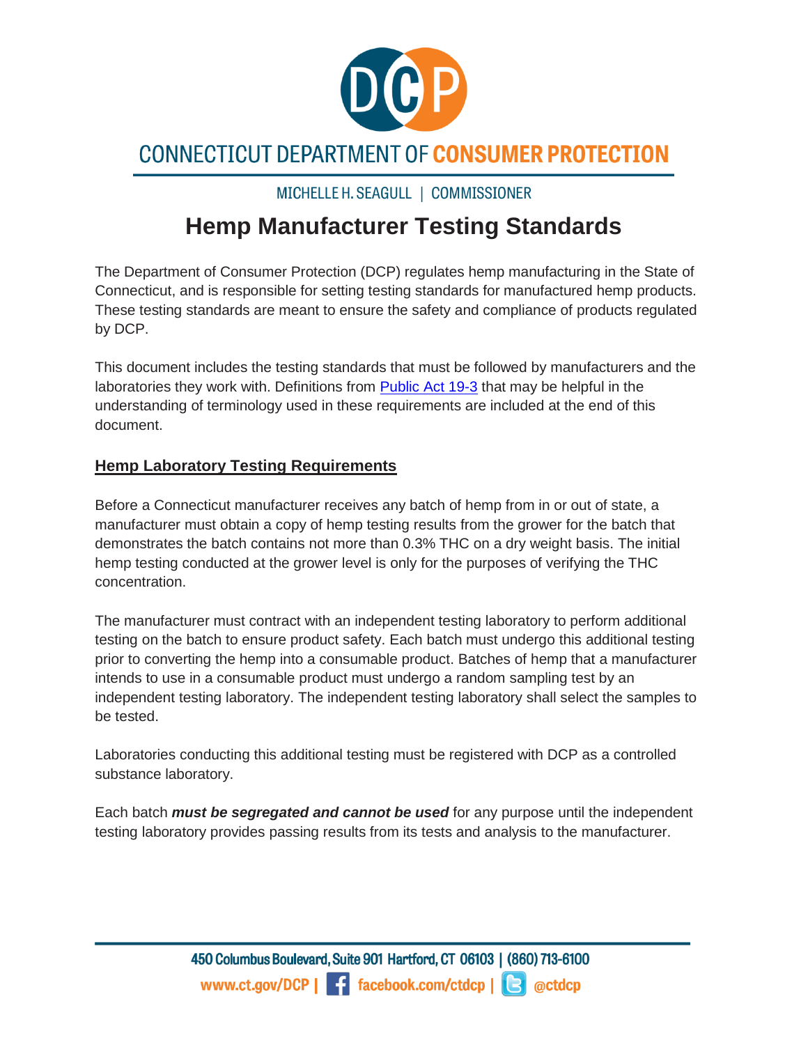CONNECTICUT DEPARTMENT OF CONSUMER PROTECTION

MICHELLE H. SEAGULL | COMMISSIONER

# Hemp Manufacturer Testing Standards

The Department of Consumer Protection (DCP) regulates hemp manufacturing in the State of Connecticut, and is responsible for setting testing standards for manufactured hemp products. These testing standards are meant to ensure the safety and compliance of products regulated by DCP.

This document includes the testing standards that must be followed by manufacturers and the laboratories they work with. Definitions from Public Act 19-3 that may be helpful in the understanding of terminology used in these requirements are included at the end of this document.

## Hemp Laboratory Testing Requirements

Before a Connecticut manufacturer receives any batch of hemp from in or out of state, a manufacturer must obtain a copy of hemp testing results from the grower for the batch that demonstrates the batch contains not more than 0.3% THC on a dry weight basis. The initial hemp testing conducted at the grower level is only for the purposes of verifying the THC concentration.

The manufacturer must contract with an independent testing laboratory to perform additional testing on the batch to ensure product safety. Each batch must undergo this additional testing prior to converting the hemp into a consumable product. Batches of hemp that a manufacturer intends to use in a consumable product must undergo a random sampling test by an independent testing laboratory. The independent testing laboratory shall select the samples to be tested.

Laboratories conducting this additional testing must be registered with DCP as a controlled substance laboratory.

Each batch ***must be segregated and cannot be used*** for any purpose until the independent testing laboratory provides passing results from its tests and analysis to the manufacturer.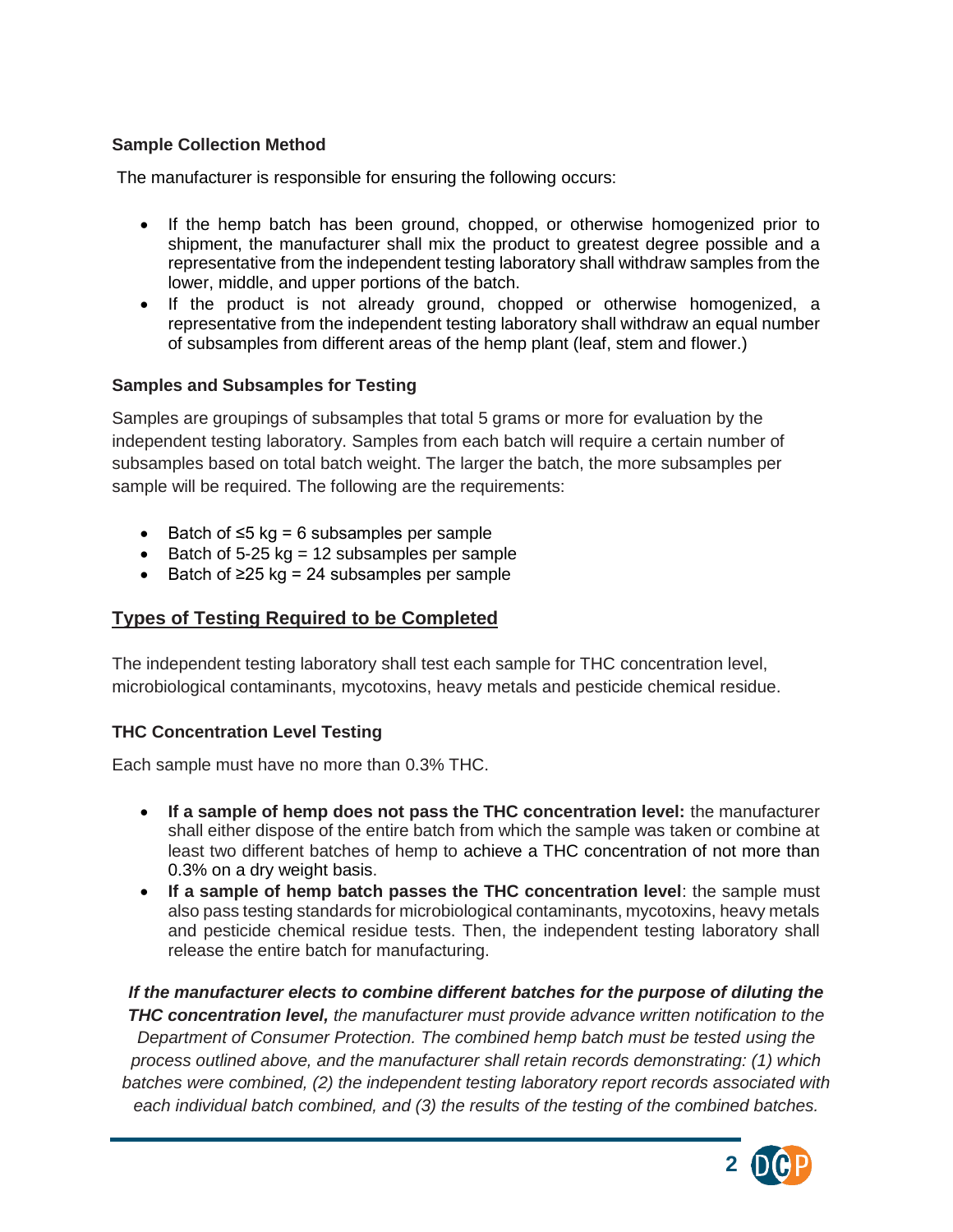### Sample Collection Method

The manufacturer is responsible for ensuring the following occurs:

- If the hemp batch has been ground, chopped, or otherwise homogenized prior to shipment, the manufacturer shall mix the product to greatest degree possible and a representative from the independent testing laboratory shall withdraw samples from the lower, middle, and upper portions of the batch.
- If the product is not already ground, chopped or otherwise homogenized, a representative from the independent testing laboratory shall withdraw an equal number of subsamples from different areas of the hemp plant (leaf, stem and flower.)

### Samples and Subsamples for Testing

Samples are groupings of subsamples that total 5 grams or more for evaluation by the independent testing laboratory. Samples from each batch will require a certain number of subsamples based on total batch weight. The larger the batch, the more subsamples per sample will be required. The following are the requirements:

- Batch of ≤5 kg = 6 subsamples per sample
- Batch of 5-25 kg = 12 subsamples per sample
- Batch of ≥25 kg = 24 subsamples per sample

## Types of Testing Required to be Completed

The independent testing laboratory shall test each sample for THC concentration level, microbiological contaminants, mycotoxins, heavy metals and pesticide chemical residue.

### THC Concentration Level Testing

Each sample must have no more than 0.3% THC.

- **If a sample of hemp does not pass the THC concentration level:** the manufacturer shall either dispose of the entire batch from which the sample was taken or combine at least two different batches of hemp to achieve a THC concentration of not more than 0.3% on a dry weight basis.
- **If a sample of hemp batch passes the THC concentration level**: the sample must also pass testing standards for microbiological contaminants, mycotoxins, heavy metals and pesticide chemical residue tests. Then, the independent testing laboratory shall release the entire batch for manufacturing.

***If the manufacturer elects to combine different batches for the purpose of diluting the THC concentration level,*** *the manufacturer must provide advance written notification to the Department of Consumer Protection. The combined hemp batch must be tested using the process outlined above, and the manufacturer shall retain records demonstrating: (1) which batches were combined, (2) the independent testing laboratory report records associated with each individual batch combined, and (3) the results of the testing of the combined batches.*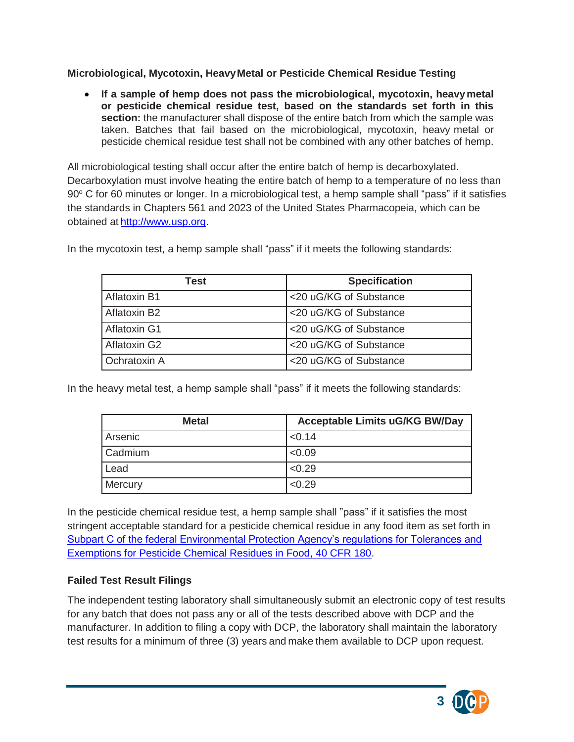### Microbiological, Mycotoxin, Heavy Metal or Pesticide Chemical Residue Testing

- **If a sample of hemp does not pass the microbiological, mycotoxin, heavy metal or pesticide chemical residue test, based on the standards set forth in this section:** the manufacturer shall dispose of the entire batch from which the sample was taken. Batches that fail based on the microbiological, mycotoxin, heavy metal or pesticide chemical residue test shall not be combined with any other batches of hemp.

All microbiological testing shall occur after the entire batch of hemp is decarboxylated. Decarboxylation must involve heating the entire batch of hemp to a temperature of no less than 90° C for 60 minutes or longer. In a microbiological test, a hemp sample shall "pass" if it satisfies the standards in Chapters 561 and 2023 of the United States Pharmacopeia, which can be obtained at [http://www.usp.org](http://www.usp.org).

In the mycotoxin test, a hemp sample shall "pass" if it meets the following standards:

| Test | Specification |
|---|---|
| Aflatoxin B1 | <20 uG/KG of Substance |
| Aflatoxin B2 | <20 uG/KG of Substance |
| Aflatoxin G1 | <20 uG/KG of Substance |
| Aflatoxin G2 | <20 uG/KG of Substance |
| Ochratoxin A | <20 uG/KG of Substance |

In the heavy metal test, a hemp sample shall "pass" if it meets the following standards:

| Metal | Acceptable Limits uG/KG BW/Day |
|---|---|
| Arsenic | <0.14 |
| Cadmium | <0.09 |
| Lead | <0.29 |
| Mercury | <0.29 |

In the pesticide chemical residue test, a hemp sample shall "pass" if it satisfies the most stringent acceptable standard for a pesticide chemical residue in any food item as set forth in Subpart C of the federal Environmental Protection Agency's regulations for Tolerances and Exemptions for Pesticide Chemical Residues in Food, 40 CFR 180.

### Failed Test Result Filings

The independent testing laboratory shall simultaneously submit an electronic copy of test results for any batch that does not pass any or all of the tests described above with DCP and the manufacturer. In addition to filing a copy with DCP, the laboratory shall maintain the laboratory test results for a minimum of three (3) years and make them available to DCP upon request.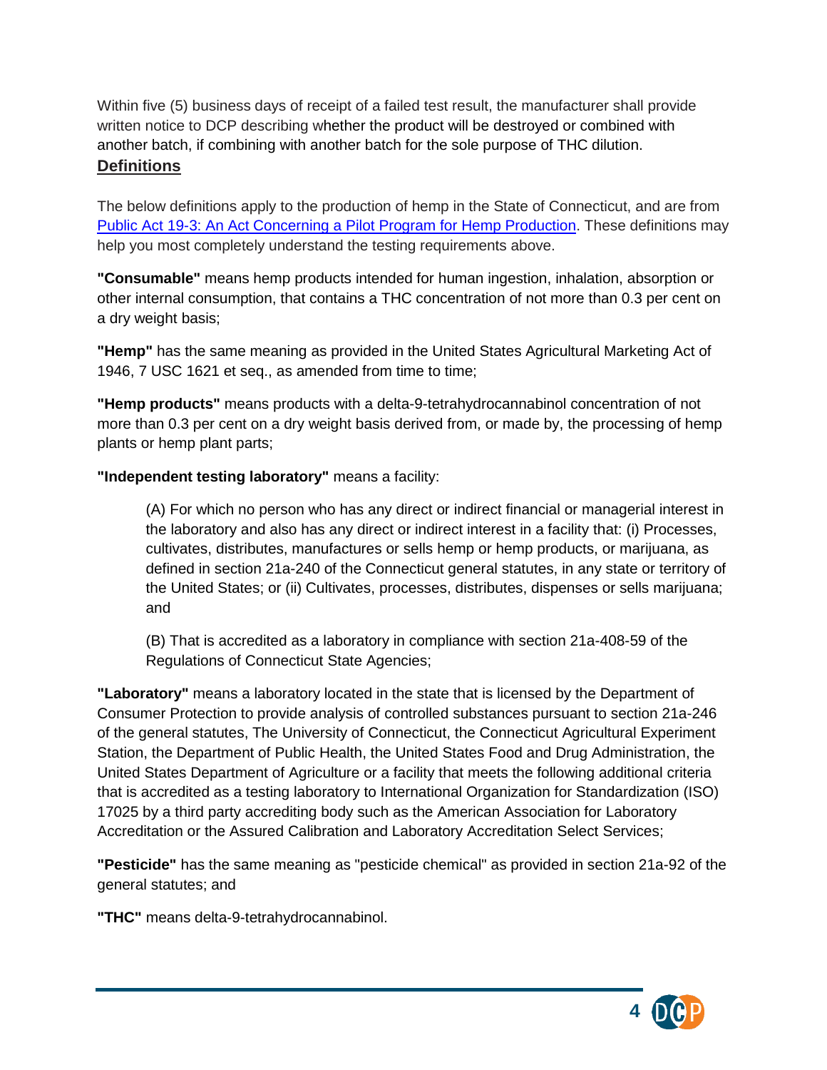Within five (5) business days of receipt of a failed test result, the manufacturer shall provide written notice to DCP describing whether the product will be destroyed or combined with another batch, if combining with another batch for the sole purpose of THC dilution.

## Definitions

The below definitions apply to the production of hemp in the State of Connecticut, and are from [Public Act 19-3: An Act Concerning a Pilot Program for Hemp Production](). These definitions may help you most completely understand the testing requirements above.

**"Consumable"** means hemp products intended for human ingestion, inhalation, absorption or other internal consumption, that contains a THC concentration of not more than 0.3 per cent on a dry weight basis;

**"Hemp"** has the same meaning as provided in the United States Agricultural Marketing Act of 1946, 7 USC 1621 et seq., as amended from time to time;

**"Hemp products"** means products with a delta-9-tetrahydrocannabinol concentration of not more than 0.3 per cent on a dry weight basis derived from, or made by, the processing of hemp plants or hemp plant parts;

**"Independent testing laboratory"** means a facility:

> (A) For which no person who has any direct or indirect financial or managerial interest in the laboratory and also has any direct or indirect interest in a facility that: (i) Processes, cultivates, distributes, manufactures or sells hemp or hemp products, or marijuana, as defined in section 21a-240 of the Connecticut general statutes, in any state or territory of the United States; or (ii) Cultivates, processes, distributes, dispenses or sells marijuana; and
>
> (B) That is accredited as a laboratory in compliance with section 21a-408-59 of the Regulations of Connecticut State Agencies;

**"Laboratory"** means a laboratory located in the state that is licensed by the Department of Consumer Protection to provide analysis of controlled substances pursuant to section 21a-246 of the general statutes, The University of Connecticut, the Connecticut Agricultural Experiment Station, the Department of Public Health, the United States Food and Drug Administration, the United States Department of Agriculture or a facility that meets the following additional criteria that is accredited as a testing laboratory to International Organization for Standardization (ISO) 17025 by a third party accrediting body such as the American Association for Laboratory Accreditation or the Assured Calibration and Laboratory Accreditation Select Services;

**"Pesticide"** has the same meaning as "pesticide chemical" as provided in section 21a-92 of the general statutes; and

**"THC"** means delta-9-tetrahydrocannabinol.